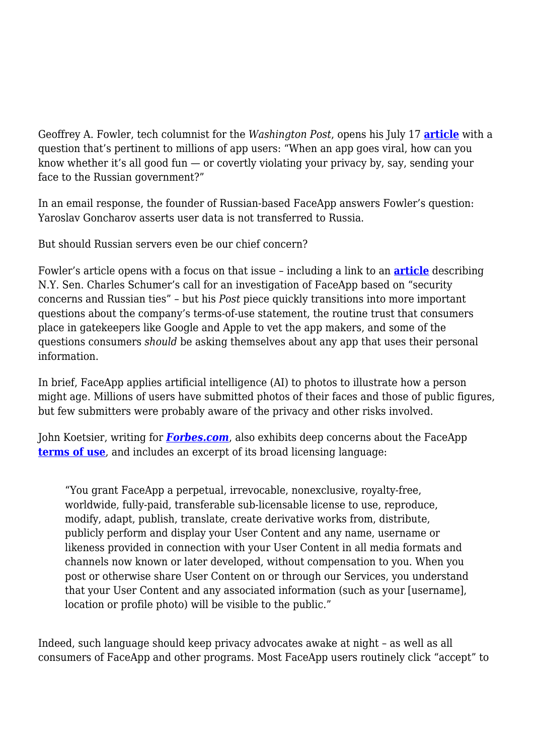Geoffrey A. Fowler, tech columnist for the *Washington Post*, opens his July 17 **article** with a question that's pertinent to millions of app users: "When an app goes viral, how can you know whether it's all good fun — or covertly violating your privacy by, say, sending your face to the Russian government?"

In an email response, the founder of Russian-based FaceApp answers Fowler's question: Yaroslav Goncharov asserts user data is not transferred to Russia.

But should Russian servers even be our chief concern?

Fowler's article opens with a focus on that issue – including a link to an **article** describing N.Y. Sen. Charles Schumer's call for an investigation of FaceApp based on "security concerns and Russian ties" – but his *Post* piece quickly transitions into more important questions about the company's terms-of-use statement, the routine trust that consumers place in gatekeepers like Google and Apple to vet the app makers, and some of the questions consumers *should* be asking themselves about any app that uses their personal information.

In brief, FaceApp applies artificial intelligence (AI) to photos to illustrate how a person might age. Millions of users have submitted photos of their faces and those of public figures, but few submitters were probably aware of the privacy and other risks involved.

John Koetsier, writing for ***Forbes.com***, also exhibits deep concerns about the FaceApp **terms of use**, and includes an excerpt of its broad licensing language:

> "You grant FaceApp a perpetual, irrevocable, nonexclusive, royalty-free, worldwide, fully-paid, transferable sub-licensable license to use, reproduce, modify, adapt, publish, translate, create derivative works from, distribute, publicly perform and display your User Content and any name, username or likeness provided in connection with your User Content in all media formats and channels now known or later developed, without compensation to you. When you post or otherwise share User Content on or through our Services, you understand that your User Content and any associated information (such as your [username], location or profile photo) will be visible to the public."

Indeed, such language should keep privacy advocates awake at night – as well as all consumers of FaceApp and other programs. Most FaceApp users routinely click "accept" to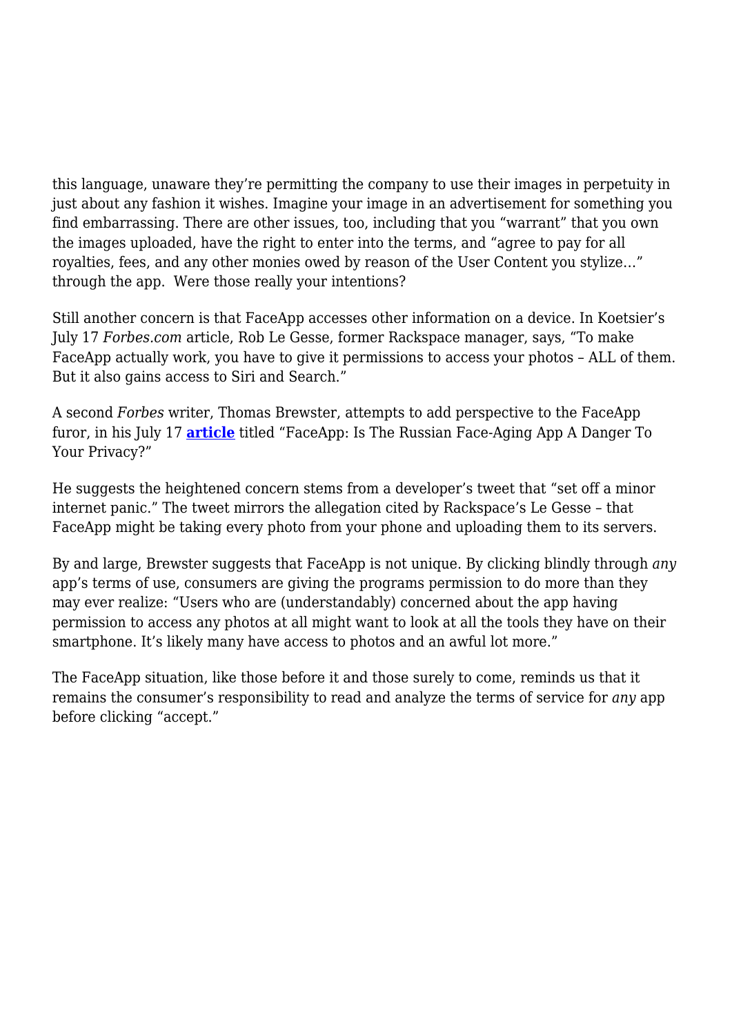this language, unaware they're permitting the company to use their images in perpetuity in just about any fashion it wishes. Imagine your image in an advertisement for something you find embarrassing. There are other issues, too, including that you "warrant" that you own the images uploaded, have the right to enter into the terms, and "agree to pay for all royalties, fees, and any other monies owed by reason of the User Content you stylize…" through the app.  Were those really your intentions?

Still another concern is that FaceApp accesses other information on a device. In Koetsier's July 17 *Forbes.com* article, Rob Le Gesse, former Rackspace manager, says, "To make FaceApp actually work, you have to give it permissions to access your photos – ALL of them. But it also gains access to Siri and Search."

A second *Forbes* writer, Thomas Brewster, attempts to add perspective to the FaceApp furor, in his July 17 **article** titled "FaceApp: Is The Russian Face-Aging App A Danger To Your Privacy?"

He suggests the heightened concern stems from a developer's tweet that "set off a minor internet panic." The tweet mirrors the allegation cited by Rackspace's Le Gesse – that FaceApp might be taking every photo from your phone and uploading them to its servers.

By and large, Brewster suggests that FaceApp is not unique. By clicking blindly through *any* app's terms of use, consumers are giving the programs permission to do more than they may ever realize: "Users who are (understandably) concerned about the app having permission to access any photos at all might want to look at all the tools they have on their smartphone. It's likely many have access to photos and an awful lot more."

The FaceApp situation, like those before it and those surely to come, reminds us that it remains the consumer's responsibility to read and analyze the terms of service for *any* app before clicking "accept."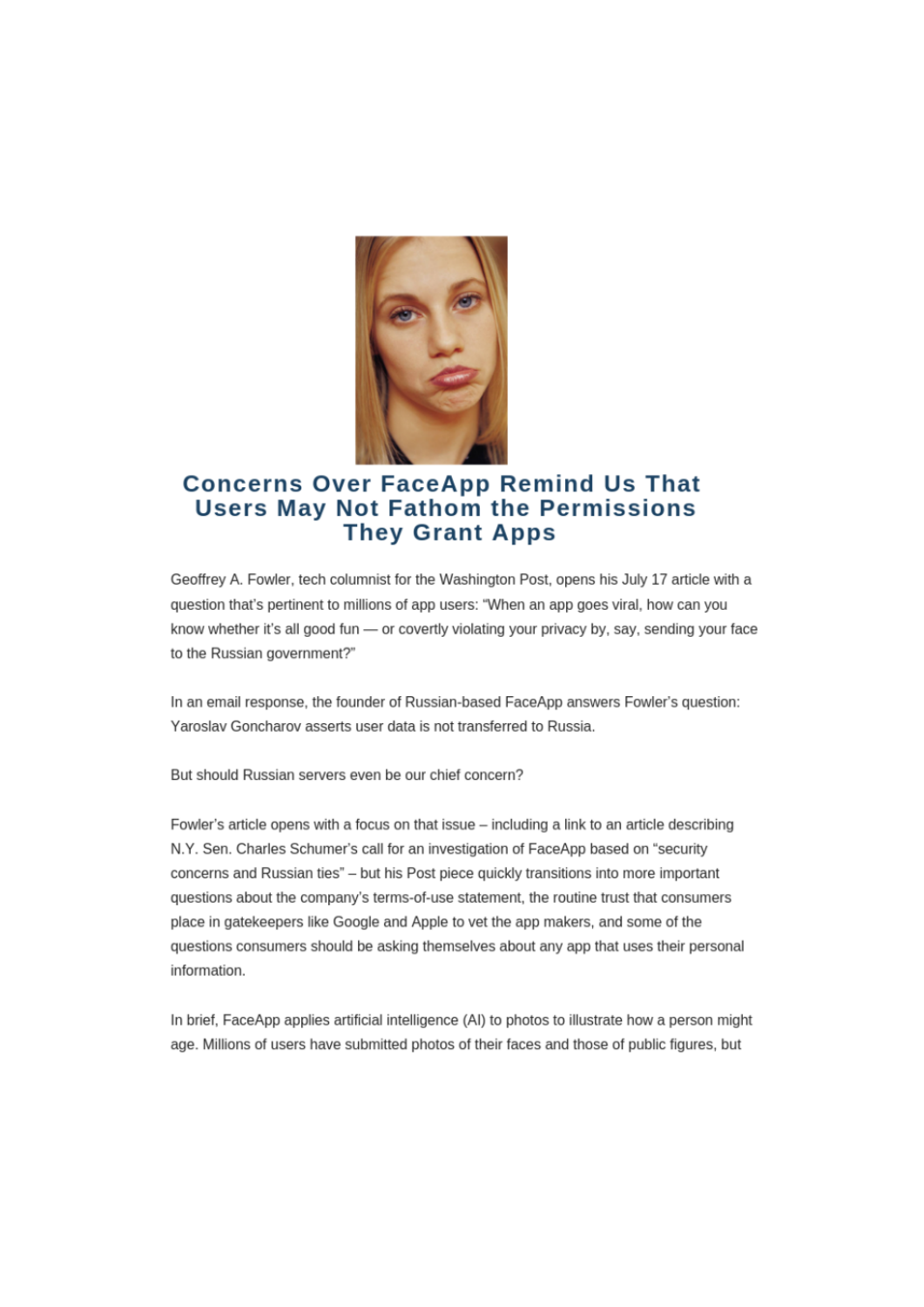## Concerns Over FaceApp Remind Us That Users May Not Fathom the Permissions They Grant Apps

Geoffrey A. Fowler, tech columnist for the Washington Post, opens his July 17 article with a question that's pertinent to millions of app users: "When an app goes viral, how can you know whether it's all good fun — or covertly violating your privacy by, say, sending your face to the Russian government?"

In an email response, the founder of Russian-based FaceApp answers Fowler's question: Yaroslav Goncharov asserts user data is not transferred to Russia.

But should Russian servers even be our chief concern?

Fowler's article opens with a focus on that issue – including a link to an article describing N.Y. Sen. Charles Schumer's call for an investigation of FaceApp based on "security concerns and Russian ties" – but his Post piece quickly transitions into more important questions about the company's terms-of-use statement, the routine trust that consumers place in gatekeepers like Google and Apple to vet the app makers, and some of the questions consumers should be asking themselves about any app that uses their personal information.

In brief, FaceApp applies artificial intelligence (AI) to photos to illustrate how a person might age. Millions of users have submitted photos of their faces and those of public figures, but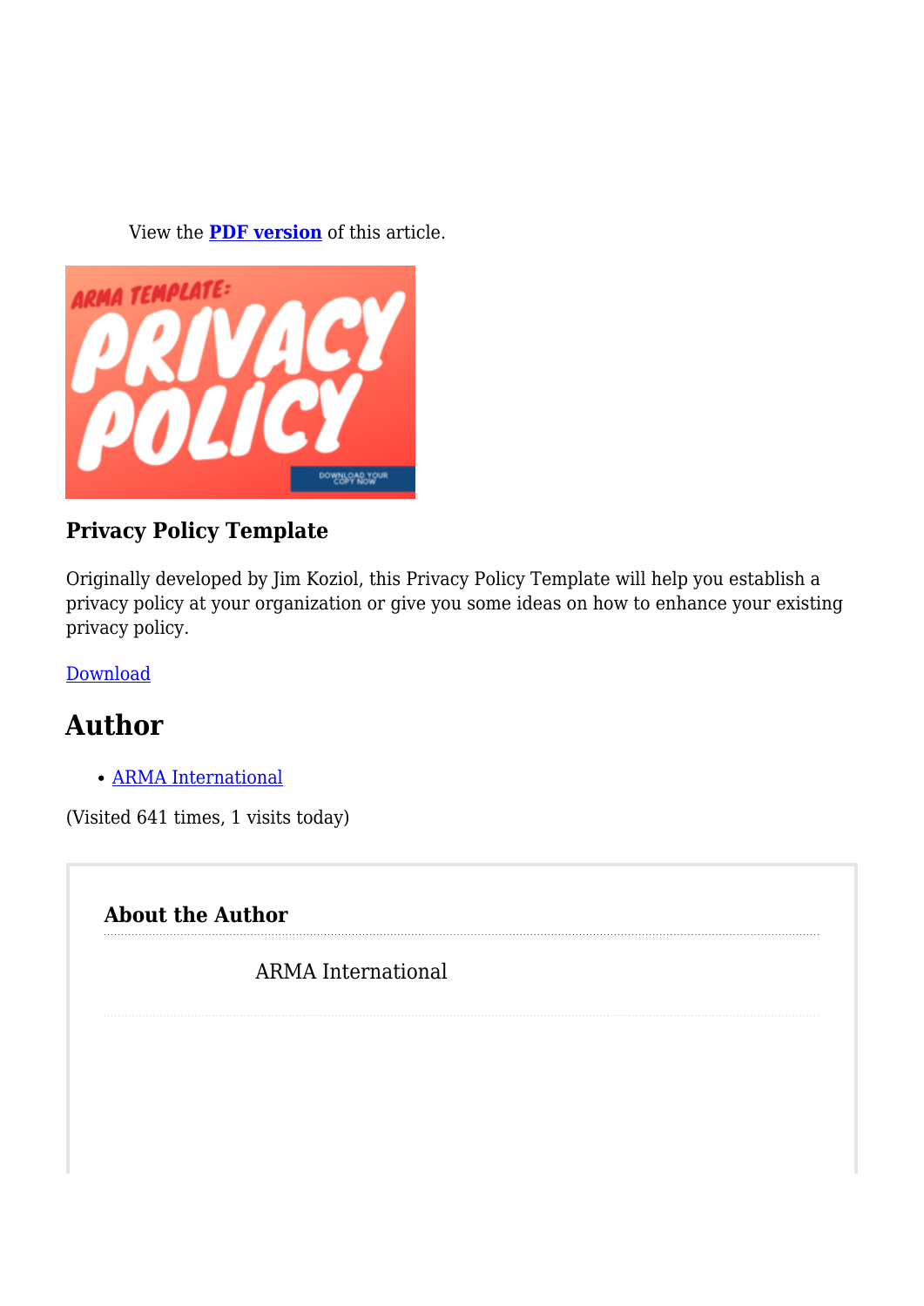View the **PDF version** of this article.

### Privacy Policy Template

Originally developed by Jim Koziol, this Privacy Policy Template will help you establish a privacy policy at your organization or give you some ideas on how to enhance your existing privacy policy.

Download

## Author

- ARMA International

(Visited 641 times, 1 visits today)

#### About the Author

ARMA International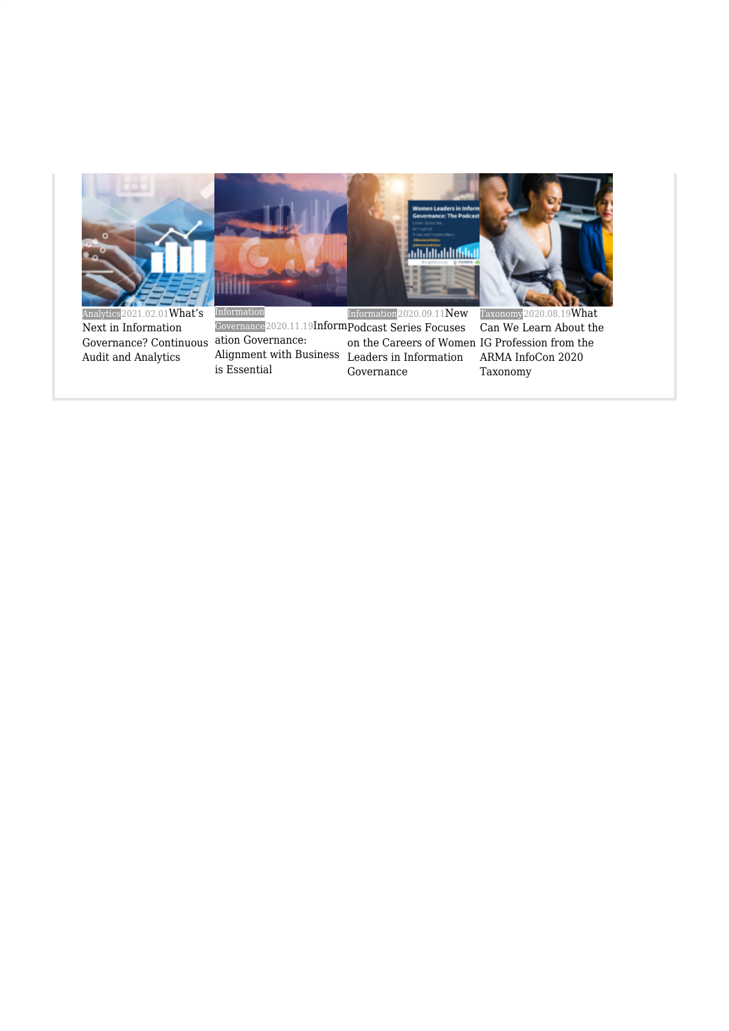Analytics 2021.02.01 What's Next in Information Governance? Continuous Audit and Analytics

Information Governance 2020.11.19 Information Governance: Alignment with Business is Essential

Information 2020.09.11 New Podcast Series Focuses on the Careers of Women Leaders in Information Governance

Taxonomy 2020.08.19 What Can We Learn About the IG Profession from the ARMA InfoCon 2020 Taxonomy